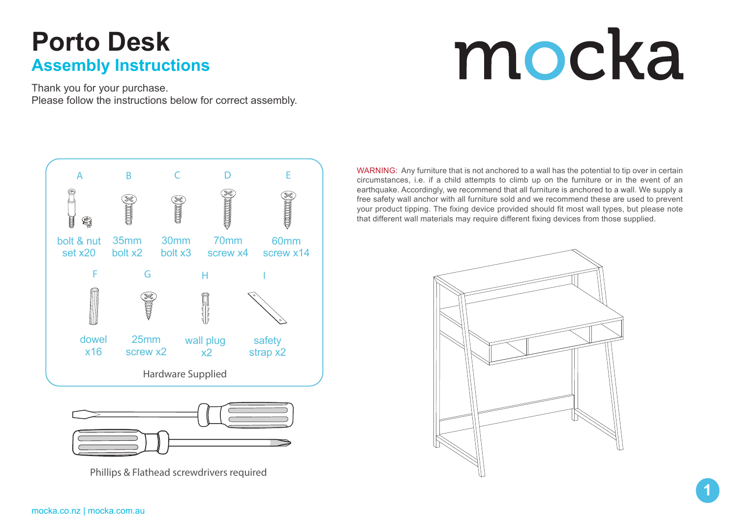# Porto Desk

## Assembly Instructions

mocka

Thank you for your purchase.
Please follow the instructions below for correct assembly.

| A | B | C | D | E |
|---|---|---|---|---|
| bolt & nut set x20 | 35mm bolt x2 | 30mm bolt x3 | 70mm screw x4 | 60mm screw x14 |

| F | G | H | I |
|---|---|---|---|
| dowel x16 | 25mm screw x2 | wall plug x2 | safety strap x2 |

Hardware Supplied

Phillips & Flathead screwdrivers required

WARNING: Any furniture that is not anchored to a wall has the potential to tip over in certain circumstances, i.e. if a child attempts to climb up on the furniture or in the event of an earthquake. Accordingly, we recommend that all furniture is anchored to a wall. We supply a free safety wall anchor with all furniture sold and we recommend these are used to prevent your product tipping. The fixing device provided should fit most wall types, but please note that different wall materials may require different fixing devices from those supplied.

mocka.co.nz | mocka.com.au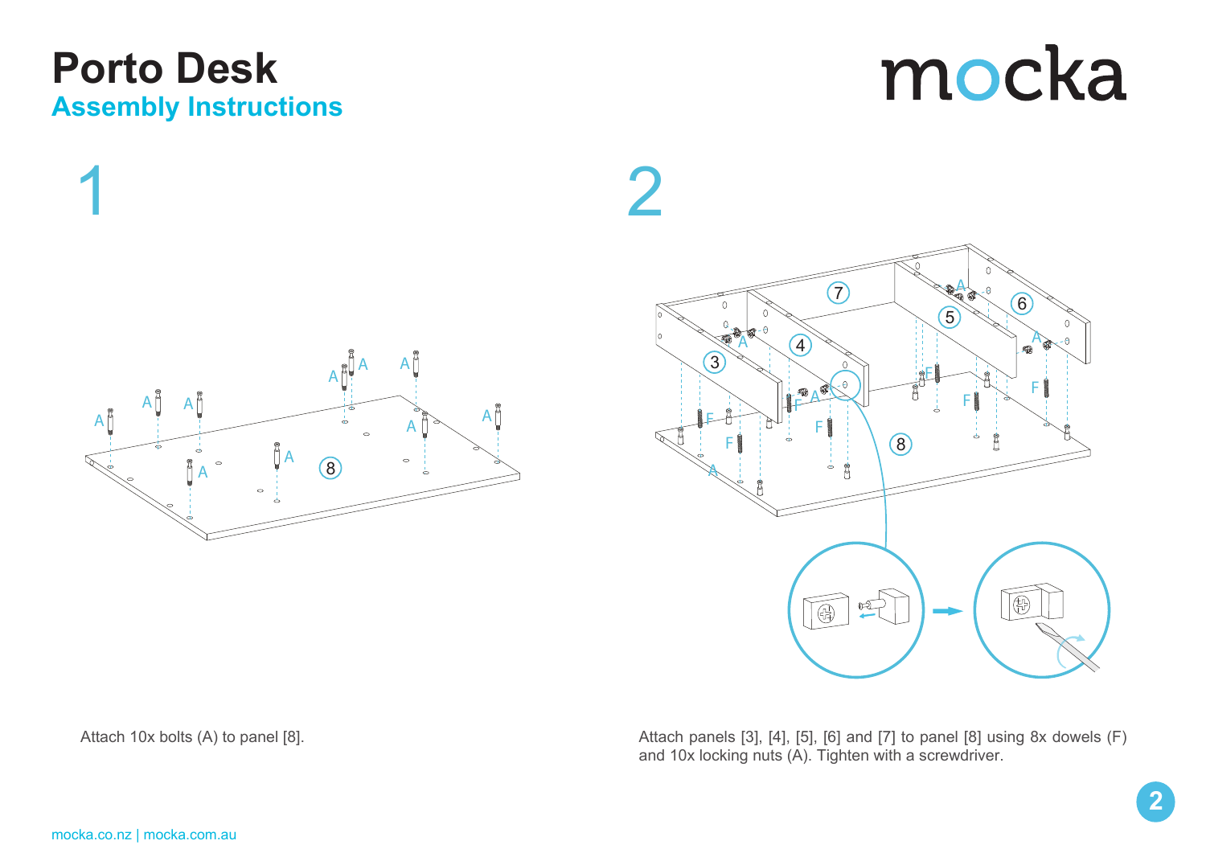# Porto Desk

## Assembly Instructions

mocka

### 1

Attach 10x bolts (A) to panel [8].

### 2

Attach panels [3], [4], [5], [6] and [7] to panel [8] using 8x dowels (F) and 10x locking nuts (A). Tighten with a screwdriver.

mocka.co.nz | mocka.com.au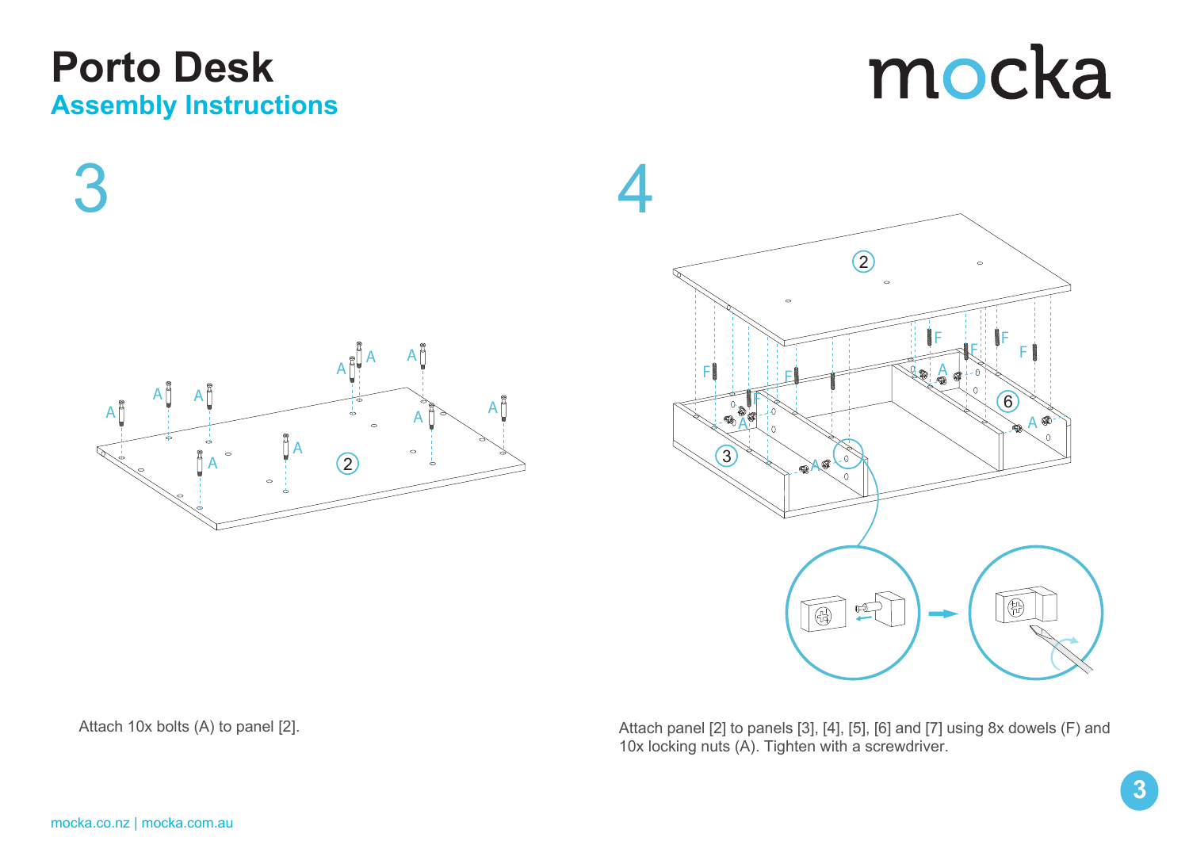# Porto Desk

## Assembly Instructions

mocka

## 3

Attach 10x bolts (A) to panel [2].

## 4

Attach panel [2] to panels [3], [4], [5], [6] and [7] using 8x dowels (F) and 10x locking nuts (A). Tighten with a screwdriver.

mocka.co.nz | mocka.com.au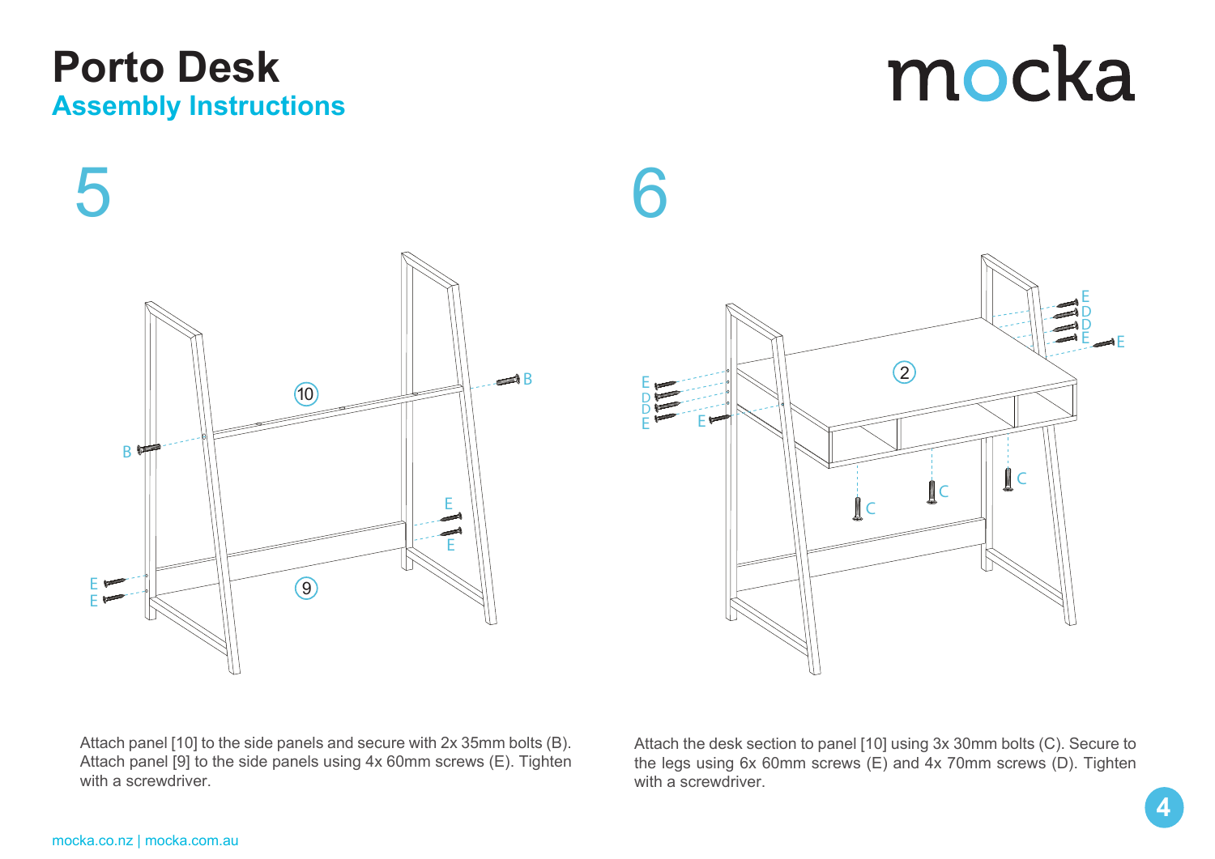# Porto Desk

## Assembly Instructions

mocka

## 5

Attach panel [10] to the side panels and secure with 2x 35mm bolts (B). Attach panel [9] to the side panels using 4x 60mm screws (E). Tighten with a screwdriver.

## 6

Attach the desk section to panel [10] using 3x 30mm bolts (C). Secure to the legs using 6x 60mm screws (E) and 4x 70mm screws (D). Tighten with a screwdriver.

mocka.co.nz | mocka.com.au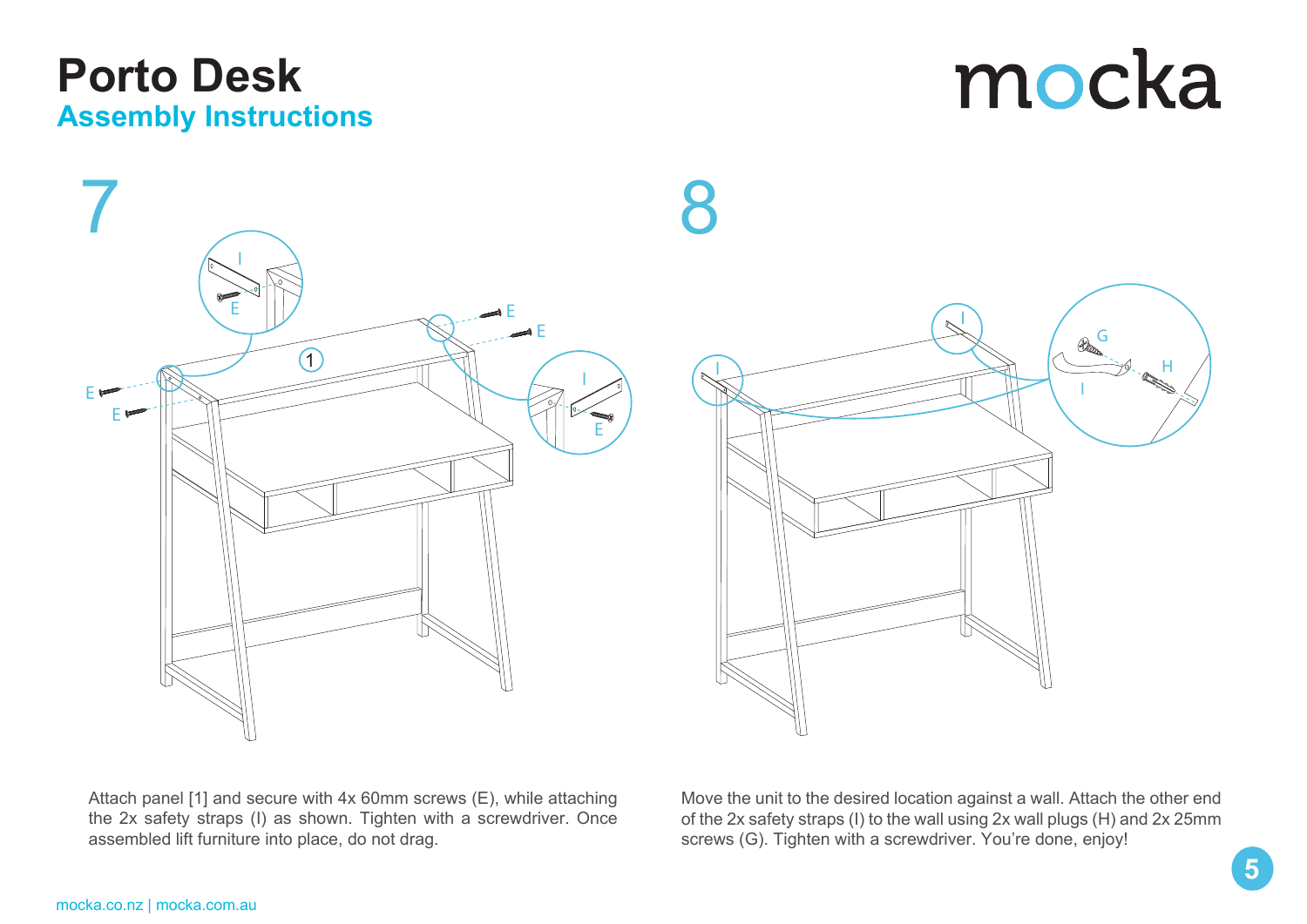# Porto Desk

## Assembly Instructions

mocka

### 7

Attach panel [1] and secure with 4x 60mm screws (E), while attaching the 2x safety straps (I) as shown. Tighten with a screwdriver. Once assembled lift furniture into place, do not drag.

### 8

Move the unit to the desired location against a wall. Attach the other end of the 2x safety straps (I) to the wall using 2x wall plugs (H) and 2x 25mm screws (G). Tighten with a screwdriver. You're done, enjoy!

mocka.co.nz | mocka.com.au